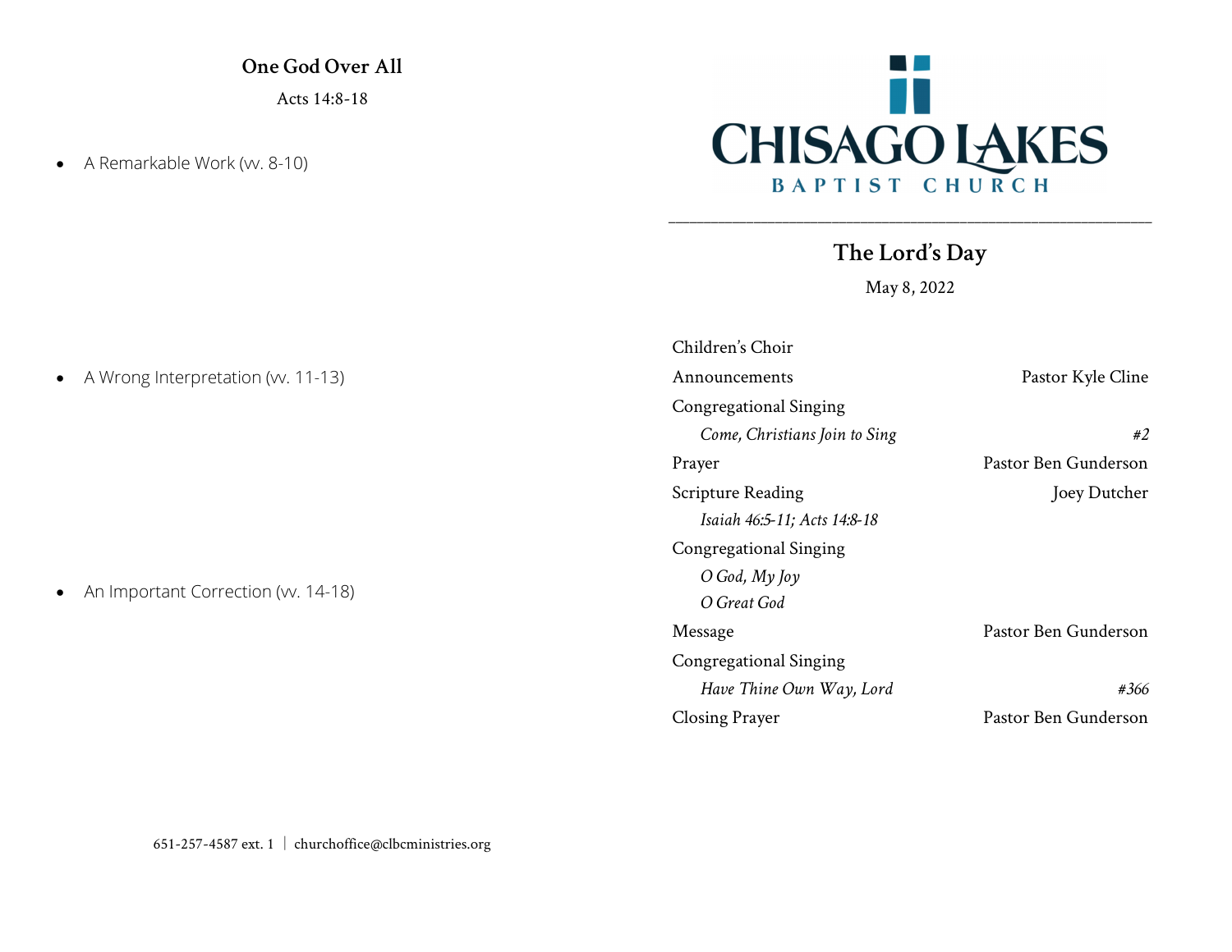## One God Over All

Acts 14:8-18

- A Remarkable Work (vv. 8-10)

- A Wrong Interpretation (vv. 11-13)

- An Important Correction (vv. 14-18)

651-257-4587 ext. 1 | churchoffice@clbcministries.org

# CHISAGO LAKES BAPTIST CHURCH

## The Lord's Day

May 8, 2022

| | |
|---|---|
| Children's Choir | |
| Announcements | Pastor Kyle Cline |
| Congregational Singing | |
| *Come, Christians Join to Sing* | *#2* |
| Prayer | Pastor Ben Gunderson |
| Scripture Reading | Joey Dutcher |
| *Isaiah 46:5-11; Acts 14:8-18* | |
| Congregational Singing | |
| *O God, My Joy* | |
| *O Great God* | |
| Message | Pastor Ben Gunderson |
| Congregational Singing | |
| *Have Thine Own Way, Lord* | *#366* |
| Closing Prayer | Pastor Ben Gunderson |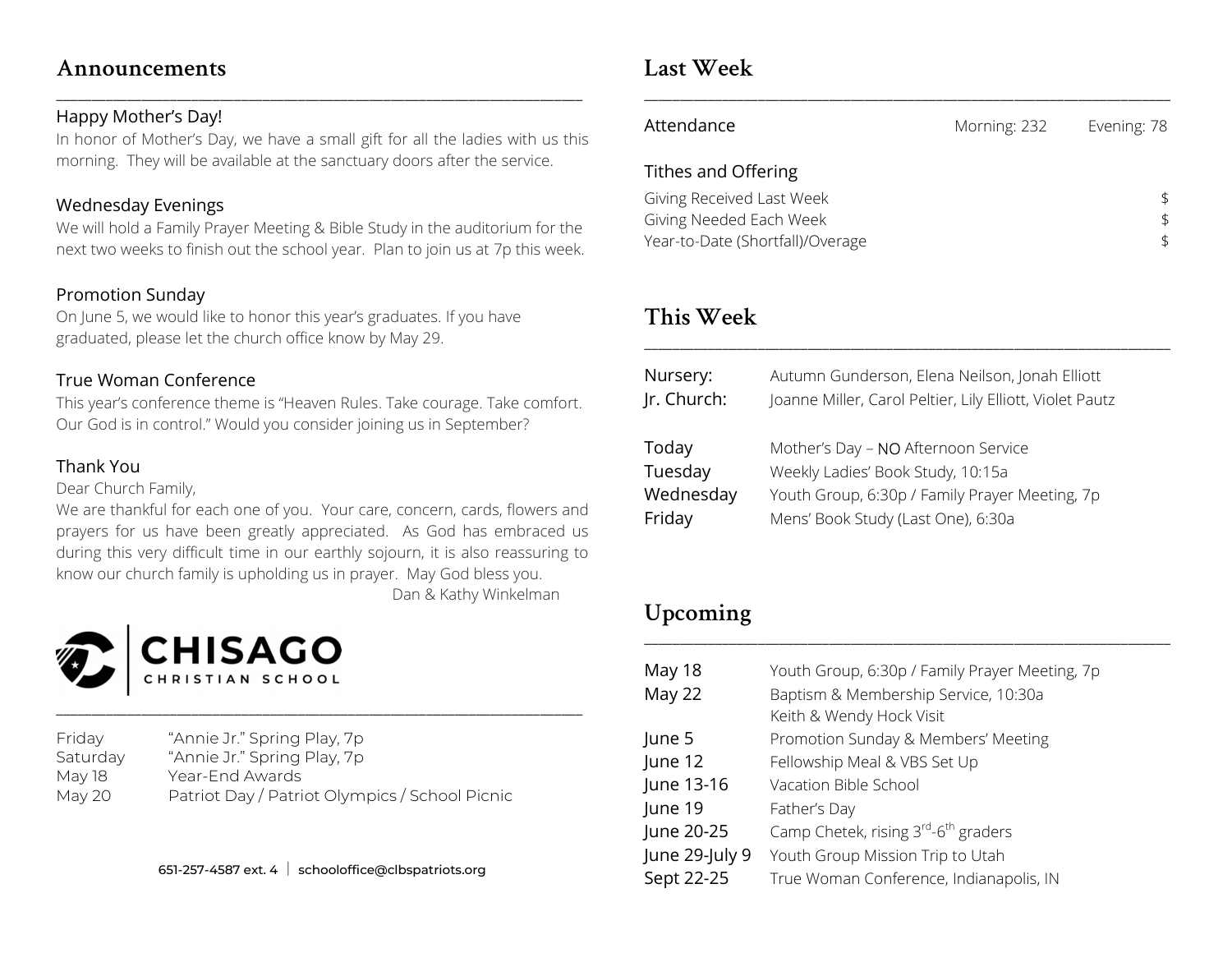## Announcements

### Happy Mother's Day!

In honor of Mother's Day, we have a small gift for all the ladies with us this morning. They will be available at the sanctuary doors after the service.

### Wednesday Evenings

We will hold a Family Prayer Meeting & Bible Study in the auditorium for the next two weeks to finish out the school year. Plan to join us at 7p this week.

### Promotion Sunday

On June 5, we would like to honor this year's graduates. If you have graduated, please let the church office know by May 29.

### True Woman Conference

This year's conference theme is "Heaven Rules. Take courage. Take comfort. Our God is in control." Would you consider joining us in September?

### Thank You

Dear Church Family,

We are thankful for each one of you. Your care, concern, cards, flowers and prayers for us have been greatly appreciated. As God has embraced us during this very difficult time in our earthly sojourn, it is also reassuring to know our church family is upholding us in prayer. May God bless you.

Dan & Kathy Winkelman

**CHISAGO CHRISTIAN SCHOOL**

| | |
|---|---|
| Friday | "Annie Jr." Spring Play, 7p |
| Saturday | "Annie Jr." Spring Play, 7p |
| May 18 | Year-End Awards |
| May 20 | Patriot Day / Patriot Olympics / School Picnic |

651-257-4587 ext. 4 | schooloffice@clbspatriots.org

## Last Week

| | | |
|---|---|---|
| Attendance | Morning: 232 | Evening: 78 |

### Tithes and Offering

| | |
|---|---|
| Giving Received Last Week | $ |
| Giving Needed Each Week | $ |
| Year-to-Date (Shortfall)/Overage | $ |

## This Week

| | |
|---|---|
| Nursery: | Autumn Gunderson, Elena Neilson, Jonah Elliott |
| Jr. Church: | Joanne Miller, Carol Peltier, Lily Elliott, Violet Pautz |

| | |
|---|---|
| Today | Mother's Day – NO Afternoon Service |
| Tuesday | Weekly Ladies' Book Study, 10:15a |
| Wednesday | Youth Group, 6:30p / Family Prayer Meeting, 7p |
| Friday | Mens' Book Study (Last One), 6:30a |

## Upcoming

| | |
|---|---|
| May 18 | Youth Group, 6:30p / Family Prayer Meeting, 7p |
| May 22 | Baptism & Membership Service, 10:30a<br>Keith & Wendy Hock Visit |
| June 5 | Promotion Sunday & Members' Meeting |
| June 12 | Fellowship Meal & VBS Set Up |
| June 13-16 | Vacation Bible School |
| June 19 | Father's Day |
| June 20-25 | Camp Chetek, rising 3rd-6th graders |
| June 29-July 9 | Youth Group Mission Trip to Utah |
| Sept 22-25 | True Woman Conference, Indianapolis, IN |